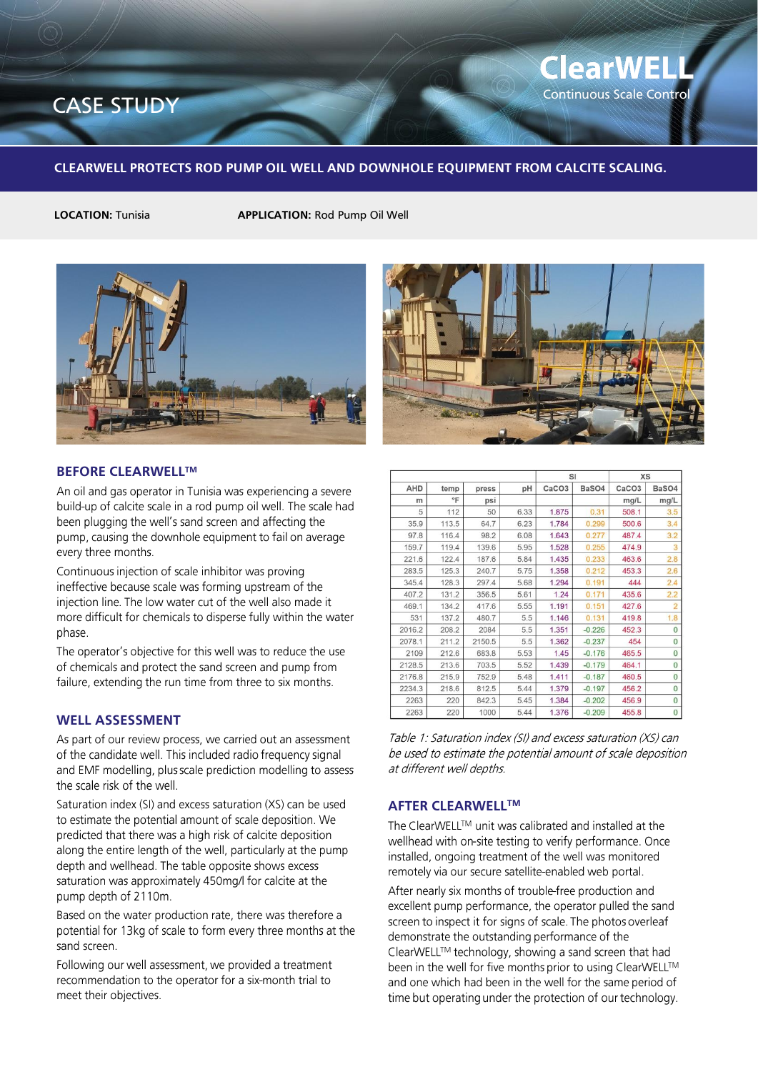# CASE STUDY

**ClearWELL**
Continuous Scale Control

## CLEARWELL PROTECTS ROD PUMP OIL WELL AND DOWNHOLE EQUIPMENT FROM CALCITE SCALING.

**LOCATION:** Tunisia **APPLICATION:** Rod Pump Oil Well

## BEFORE CLEARWELL™

An oil and gas operator in Tunisia was experiencing a severe build-up of calcite scale in a rod pump oil well. The scale had been plugging the well's sand screen and affecting the pump, causing the downhole equipment to fail on average every three months.

Continuous injection of scale inhibitor was proving ineffective because scale was forming upstream of the injection line. The low water cut of the well also made it more difficult for chemicals to disperse fully within the water phase.

The operator's objective for this well was to reduce the use of chemicals and protect the sand screen and pump from failure, extending the run time from three to six months.

## WELL ASSESSMENT

As part of our review process, we carried out an assessment of the candidate well. This included radio frequency signal and EMF modelling, plus scale prediction modelling to assess the scale risk of the well.

Saturation index (SI) and excess saturation (XS) can be used to estimate the potential amount of scale deposition. We predicted that there was a high risk of calcite deposition along the entire length of the well, particularly at the pump depth and wellhead. The table opposite shows excess saturation was approximately 450mg/l for calcite at the pump depth of 2110m.

Based on the water production rate, there was therefore a potential for 13kg of scale to form every three months at the sand screen.

Following our well assessment, we provided a treatment recommendation to the operator for a six-month trial to meet their objectives.

| | | | | SI | | XS | |
|---|---|---|---|---|---|---|---|
| AHD | temp | press | pH | $CaCO_3$ | $BaSO_4$ | $CaCO_3$ | $BaSO_4$ |
| m | °F | psi | | | | mg/L | mg/L |
| 5 | 112 | 50 | 6.33 | 1.875 | 0.31 | 508.1 | 3.5 |
| 35.9 | 113.5 | 64.7 | 6.23 | 1.784 | 0.299 | 500.6 | 3.4 |
| 97.8 | 116.4 | 98.2 | 6.08 | 1.643 | 0.277 | 487.4 | 3.2 |
| 159.7 | 119.4 | 139.6 | 5.95 | 1.528 | 0.255 | 474.9 | 3 |
| 221.6 | 122.4 | 187.6 | 5.84 | 1.435 | 0.233 | 463.6 | 2.8 |
| 283.5 | 125.3 | 240.7 | 5.75 | 1.358 | 0.212 | 453.3 | 2.6 |
| 345.4 | 128.3 | 297.4 | 5.68 | 1.294 | 0.191 | 444 | 2.4 |
| 407.2 | 131.2 | 356.5 | 5.61 | 1.24 | 0.171 | 435.6 | 2.2 |
| 469.1 | 134.2 | 417.6 | 5.55 | 1.191 | 0.151 | 427.6 | 2 |
| 531 | 137.2 | 480.7 | 5.5 | 1.146 | 0.131 | 419.8 | 1.8 |
| 2016.2 | 208.2 | 2084 | 5.5 | 1.351 | -0.226 | 452.3 | 0 |
| 2078.1 | 211.2 | 2150.5 | 5.5 | 1.362 | -0.237 | 454 | 0 |
| 2109 | 212.6 | 683.8 | 5.53 | 1.45 | -0.176 | 465.5 | 0 |
| 2128.5 | 213.6 | 703.5 | 5.52 | 1.439 | -0.179 | 464.1 | 0 |
| 2176.8 | 215.9 | 752.9 | 5.48 | 1.411 | -0.187 | 460.5 | 0 |
| 2234.3 | 218.6 | 812.5 | 5.44 | 1.379 | -0.197 | 456.2 | 0 |
| 2263 | 220 | 842.3 | 5.45 | 1.384 | -0.202 | 456.9 | 0 |
| 2263 | 220 | 1000 | 5.44 | 1.376 | -0.209 | 455.8 | 0 |

*Table 1: Saturation index (SI) and excess saturation (XS) can be used to estimate the potential amount of scale deposition at different well depths.*

## AFTER CLEARWELL™

The ClearWELL™ unit was calibrated and installed at the wellhead with on-site testing to verify performance. Once installed, ongoing treatment of the well was monitored remotely via our secure satellite-enabled web portal.

After nearly six months of trouble-free production and excellent pump performance, the operator pulled the sand screen to inspect it for signs of scale. The photos overleaf demonstrate the outstanding performance of the ClearWELL™ technology, showing a sand screen that had been in the well for five months prior to using ClearWELL™ and one which had been in the well for the same period of time but operating under the protection of our technology.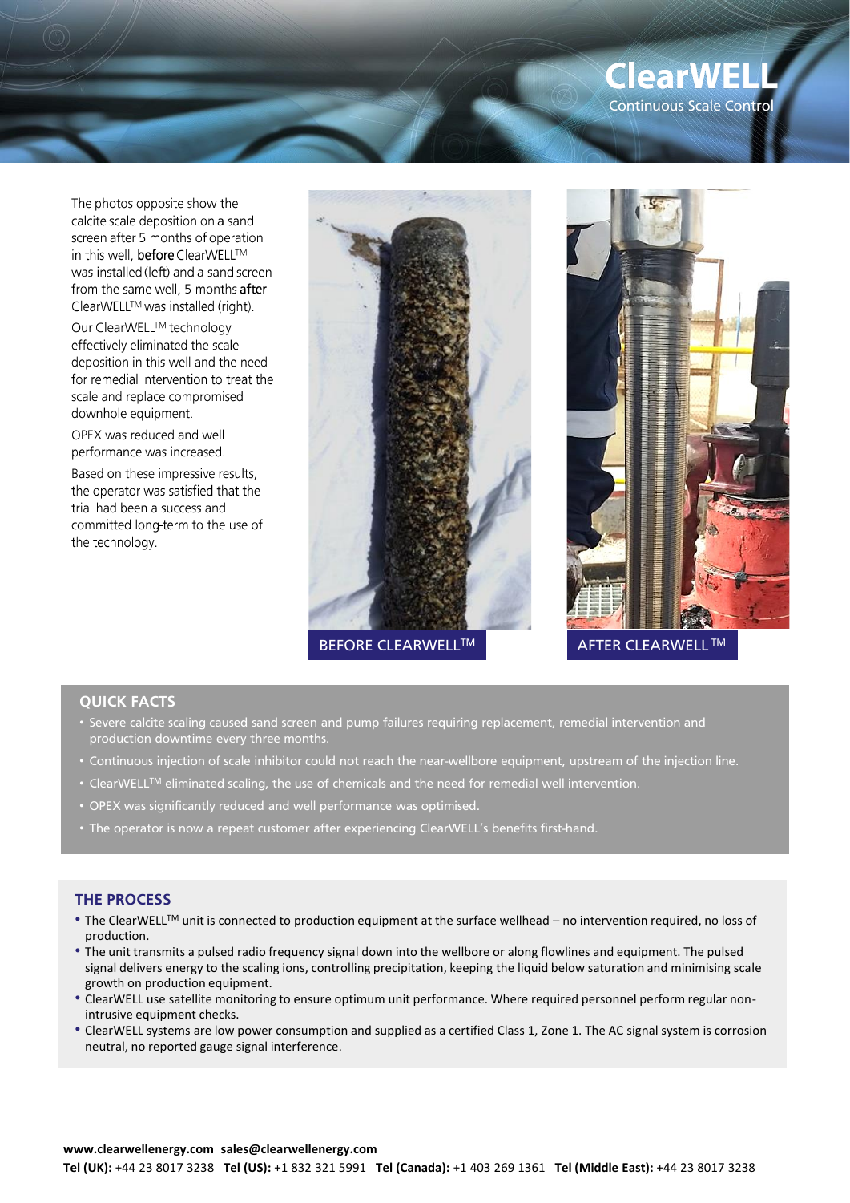# ClearWELL

Continuous Scale Control

The photos opposite show the calcite scale deposition on a sand screen after 5 months of operation in this well, **before** ClearWELL™ was installed (left) and a sand screen from the same well, 5 months **after** ClearWELL™ was installed (right).

Our ClearWELL™ technology effectively eliminated the scale deposition in this well and the need for remedial intervention to treat the scale and replace compromised downhole equipment.

OPEX was reduced and well performance was increased.

Based on these impressive results, the operator was satisfied that the trial had been a success and committed long-term to the use of the technology.

BEFORE CLEARWELL™

AFTER CLEARWELL™

## QUICK FACTS

- Severe calcite scaling caused sand screen and pump failures requiring replacement, remedial intervention and production downtime every three months.
- Continuous injection of scale inhibitor could not reach the near-wellbore equipment, upstream of the injection line.
- ClearWELL™ eliminated scaling, the use of chemicals and the need for remedial well intervention.
- OPEX was significantly reduced and well performance was optimised.
- The operator is now a repeat customer after experiencing ClearWELL's benefits first-hand.

## THE PROCESS

- The ClearWELL™ unit is connected to production equipment at the surface wellhead – no intervention required, no loss of production.
- The unit transmits a pulsed radio frequency signal down into the wellbore or along flowlines and equipment. The pulsed signal delivers energy to the scaling ions, controlling precipitation, keeping the liquid below saturation and minimising scale growth on production equipment.
- ClearWELL use satellite monitoring to ensure optimum unit performance. Where required personnel perform regular non-intrusive equipment checks.
- ClearWELL systems are low power consumption and supplied as a certified Class 1, Zone 1. The AC signal system is corrosion neutral, no reported gauge signal interference.

**www.clearwellenergy.com sales@clearwellenergy.com**
**Tel (UK):** +44 23 8017 3238 **Tel (US):** +1 832 321 5991 **Tel (Canada):** +1 403 269 1361 **Tel (Middle East):** +44 23 8017 3238